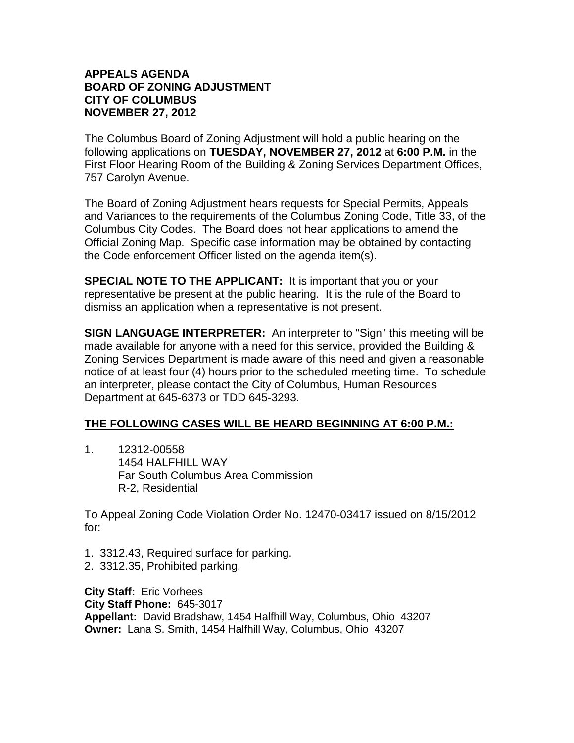# APPEALS AGENDA
# BOARD OF ZONING ADJUSTMENT
# CITY OF COLUMBUS
# NOVEMBER 27, 2012

The Columbus Board of Zoning Adjustment will hold a public hearing on the following applications on **TUESDAY, NOVEMBER 27, 2012** at **6:00 P.M.** in the First Floor Hearing Room of the Building & Zoning Services Department Offices, 757 Carolyn Avenue.

The Board of Zoning Adjustment hears requests for Special Permits, Appeals and Variances to the requirements of the Columbus Zoning Code, Title 33, of the Columbus City Codes. The Board does not hear applications to amend the Official Zoning Map. Specific case information may be obtained by contacting the Code enforcement Officer listed on the agenda item(s).

**SPECIAL NOTE TO THE APPLICANT:** It is important that you or your representative be present at the public hearing. It is the rule of the Board to dismiss an application when a representative is not present.

**SIGN LANGUAGE INTERPRETER:** An interpreter to "Sign" this meeting will be made available for anyone with a need for this service, provided the Building & Zoning Services Department is made aware of this need and given a reasonable notice of at least four (4) hours prior to the scheduled meeting time. To schedule an interpreter, please contact the City of Columbus, Human Resources Department at 645-6373 or TDD 645-3293.

**<u>THE FOLLOWING CASES WILL BE HEARD BEGINNING AT 6:00 P.M.:</u>**

1. 12312-00558
   1454 HALFHILL WAY
   Far South Columbus Area Commission
   R-2, Residential

To Appeal Zoning Code Violation Order No. 12470-03417 issued on 8/15/2012 for:

1. 3312.43, Required surface for parking.
2. 3312.35, Prohibited parking.

**City Staff:** Eric Vorhees
**City Staff Phone:** 645-3017
**Appellant:** David Bradshaw, 1454 Halfhill Way, Columbus, Ohio 43207
**Owner:** Lana S. Smith, 1454 Halfhill Way, Columbus, Ohio 43207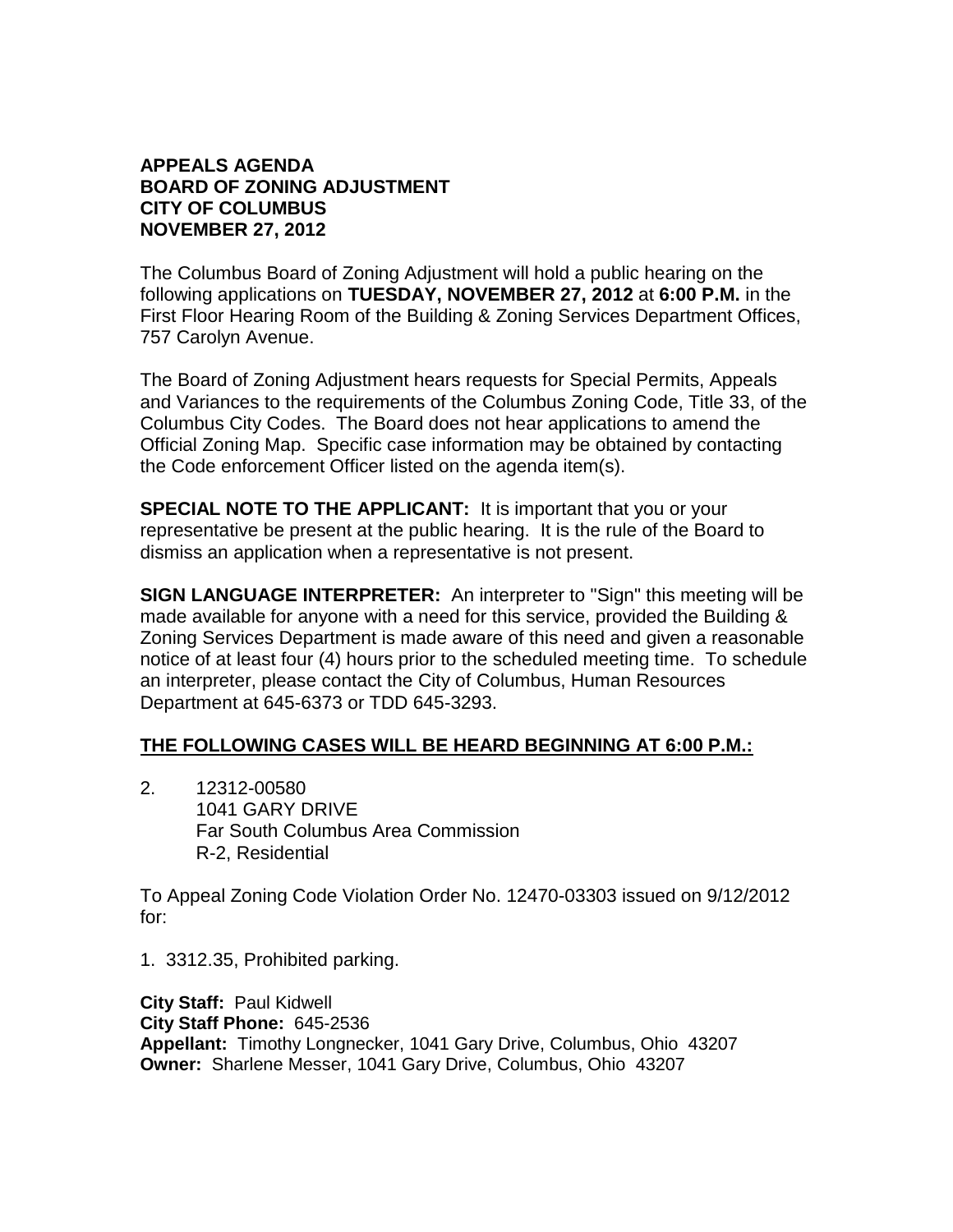**APPEALS AGENDA**
**BOARD OF ZONING ADJUSTMENT**
**CITY OF COLUMBUS**
**NOVEMBER 27, 2012**

The Columbus Board of Zoning Adjustment will hold a public hearing on the following applications on **TUESDAY, NOVEMBER 27, 2012** at **6:00 P.M.** in the First Floor Hearing Room of the Building & Zoning Services Department Offices, 757 Carolyn Avenue.

The Board of Zoning Adjustment hears requests for Special Permits, Appeals and Variances to the requirements of the Columbus Zoning Code, Title 33, of the Columbus City Codes. The Board does not hear applications to amend the Official Zoning Map. Specific case information may be obtained by contacting the Code enforcement Officer listed on the agenda item(s).

**SPECIAL NOTE TO THE APPLICANT:** It is important that you or your representative be present at the public hearing. It is the rule of the Board to dismiss an application when a representative is not present.

**SIGN LANGUAGE INTERPRETER:** An interpreter to "Sign" this meeting will be made available for anyone with a need for this service, provided the Building & Zoning Services Department is made aware of this need and given a reasonable notice of at least four (4) hours prior to the scheduled meeting time. To schedule an interpreter, please contact the City of Columbus, Human Resources Department at 645-6373 or TDD 645-3293.

**<u>THE FOLLOWING CASES WILL BE HEARD BEGINNING AT 6:00 P.M.:</u>**

2. 12312-00580
   1041 GARY DRIVE
   Far South Columbus Area Commission
   R-2, Residential

To Appeal Zoning Code Violation Order No. 12470-03303 issued on 9/12/2012 for:

1. 3312.35, Prohibited parking.

**City Staff:** Paul Kidwell
**City Staff Phone:** 645-2536
**Appellant:** Timothy Longnecker, 1041 Gary Drive, Columbus, Ohio 43207
**Owner:** Sharlene Messer, 1041 Gary Drive, Columbus, Ohio 43207